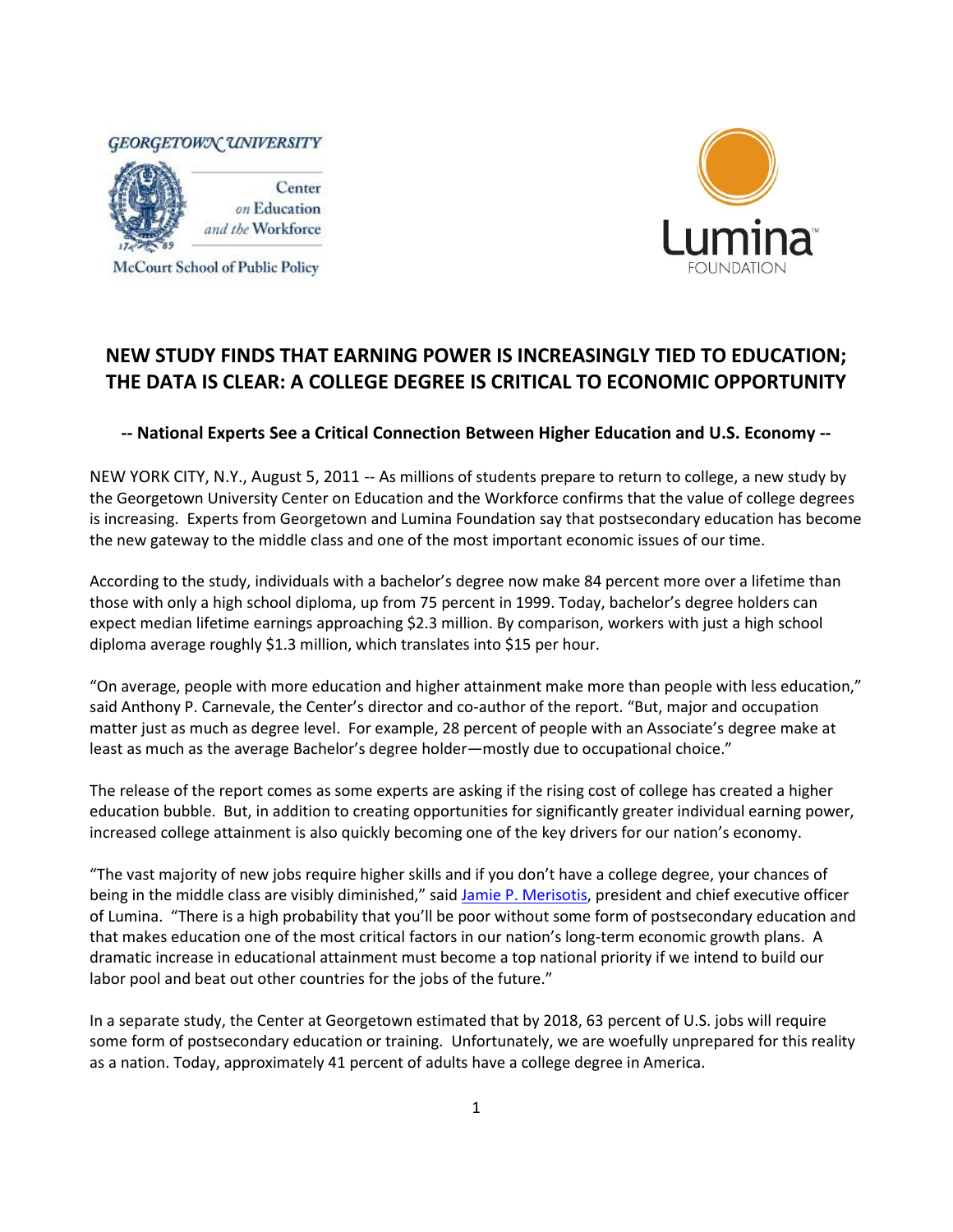GEORGETOWN UNIVERSITY

Center on Education and the Workforce

McCourt School of Public Policy

Lumina FOUNDATION

# NEW STUDY FINDS THAT EARNING POWER IS INCREASINGLY TIED TO EDUCATION; THE DATA IS CLEAR: A COLLEGE DEGREE IS CRITICAL TO ECONOMIC OPPORTUNITY

**-- National Experts See a Critical Connection Between Higher Education and U.S. Economy --**

NEW YORK CITY, N.Y., August 5, 2011 -- As millions of students prepare to return to college, a new study by the Georgetown University Center on Education and the Workforce confirms that the value of college degrees is increasing. Experts from Georgetown and Lumina Foundation say that postsecondary education has become the new gateway to the middle class and one of the most important economic issues of our time.

According to the study, individuals with a bachelor's degree now make 84 percent more over a lifetime than those with only a high school diploma, up from 75 percent in 1999. Today, bachelor's degree holders can expect median lifetime earnings approaching $2.3 million. By comparison, workers with just a high school diploma average roughly $1.3 million, which translates into $15 per hour.

"On average, people with more education and higher attainment make more than people with less education," said Anthony P. Carnevale, the Center's director and co-author of the report. "But, major and occupation matter just as much as degree level. For example, 28 percent of people with an Associate's degree make at least as much as the average Bachelor's degree holder—mostly due to occupational choice."

The release of the report comes as some experts are asking if the rising cost of college has created a higher education bubble. But, in addition to creating opportunities for significantly greater individual earning power, increased college attainment is also quickly becoming one of the key drivers for our nation's economy.

"The vast majority of new jobs require higher skills and if you don't have a college degree, your chances of being in the middle class are visibly diminished," said Jamie P. Merisotis, president and chief executive officer of Lumina. "There is a high probability that you'll be poor without some form of postsecondary education and that makes education one of the most critical factors in our nation's long-term economic growth plans. A dramatic increase in educational attainment must become a top national priority if we intend to build our labor pool and beat out other countries for the jobs of the future."

In a separate study, the Center at Georgetown estimated that by 2018, 63 percent of U.S. jobs will require some form of postsecondary education or training. Unfortunately, we are woefully unprepared for this reality as a nation. Today, approximately 41 percent of adults have a college degree in America.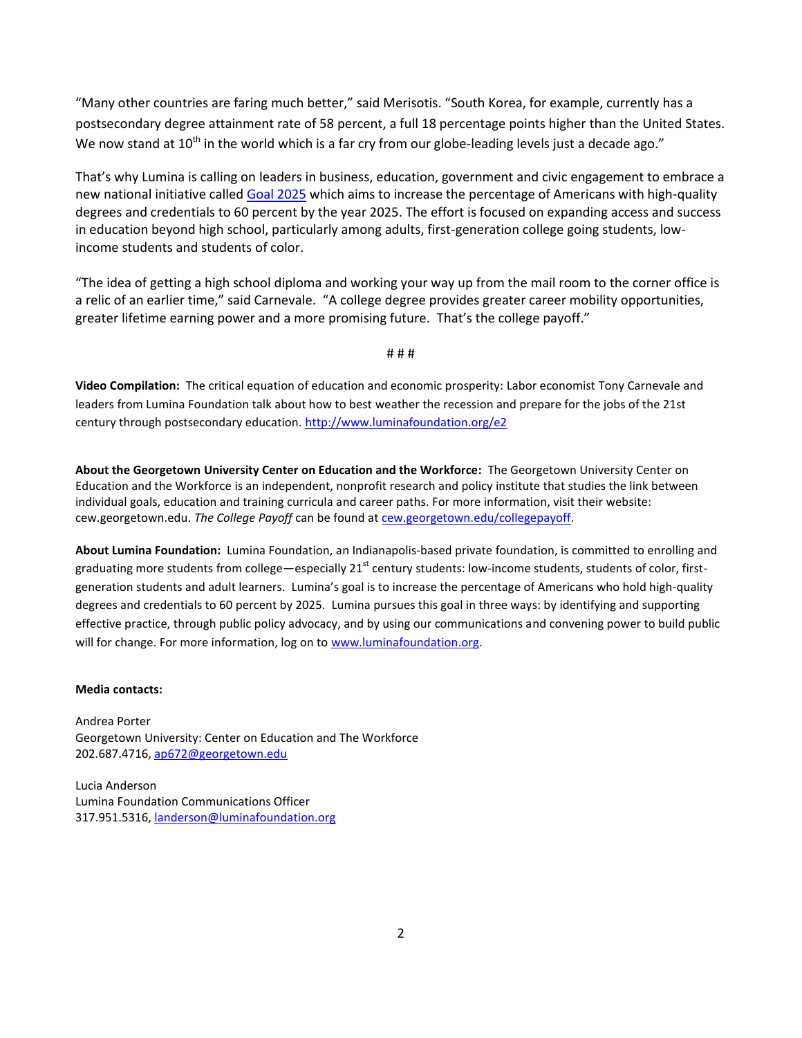"Many other countries are faring much better," said Merisotis. "South Korea, for example, currently has a postsecondary degree attainment rate of 58 percent, a full 18 percentage points higher than the United States. We now stand at 10th in the world which is a far cry from our globe-leading levels just a decade ago."

That's why Lumina is calling on leaders in business, education, government and civic engagement to embrace a new national initiative called Goal 2025 which aims to increase the percentage of Americans with high-quality degrees and credentials to 60 percent by the year 2025. The effort is focused on expanding access and success in education beyond high school, particularly among adults, first-generation college going students, low-income students and students of color.

"The idea of getting a high school diploma and working your way up from the mail room to the corner office is a relic of an earlier time," said Carnevale. "A college degree provides greater career mobility opportunities, greater lifetime earning power and a more promising future. That's the college payoff."

# # #

**Video Compilation:** The critical equation of education and economic prosperity: Labor economist Tony Carnevale and leaders from Lumina Foundation talk about how to best weather the recession and prepare for the jobs of the 21st century through postsecondary education. http://www.luminafoundation.org/e2

**About the Georgetown University Center on Education and the Workforce:** The Georgetown University Center on Education and the Workforce is an independent, nonprofit research and policy institute that studies the link between individual goals, education and training curricula and career paths. For more information, visit their website: cew.georgetown.edu. *The College Payoff* can be found at cew.georgetown.edu/collegepayoff.

**About Lumina Foundation:** Lumina Foundation, an Indianapolis-based private foundation, is committed to enrolling and graduating more students from college—especially 21st century students: low-income students, students of color, first-generation students and adult learners. Lumina's goal is to increase the percentage of Americans who hold high-quality degrees and credentials to 60 percent by 2025. Lumina pursues this goal in three ways: by identifying and supporting effective practice, through public policy advocacy, and by using our communications and convening power to build public will for change. For more information, log on to www.luminafoundation.org.

**Media contacts:**

Andrea Porter
Georgetown University: Center on Education and The Workforce
202.687.4716, ap672@georgetown.edu

Lucia Anderson
Lumina Foundation Communications Officer
317.951.5316, landerson@luminafoundation.org